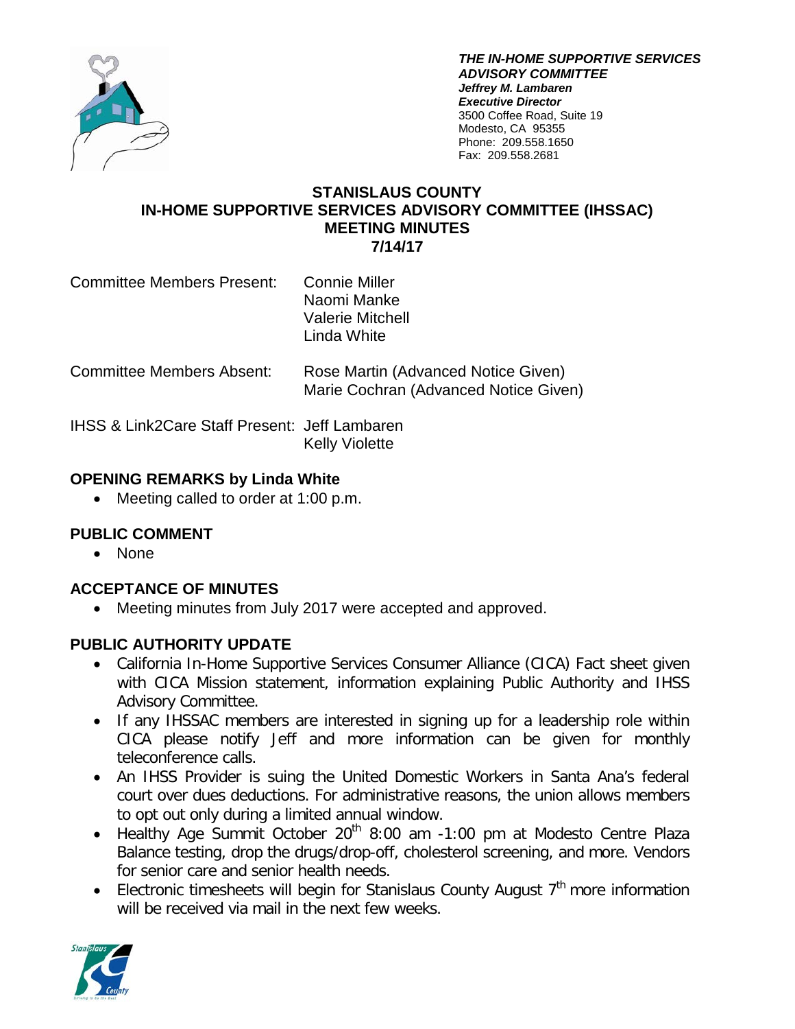***THE IN-HOME SUPPORTIVE SERVICES ADVISORY COMMITTEE***
***Jeffrey M. Lambaren***
***Executive Director***
3500 Coffee Road, Suite 19
Modesto, CA 95355
Phone: 209.558.1650
Fax: 209.558.2681

# STANISLAUS COUNTY IN-HOME SUPPORTIVE SERVICES ADVISORY COMMITTEE (IHSSAC) MEETING MINUTES 7/14/17

Committee Members Present: Connie Miller
Naomi Manke
Valerie Mitchell
Linda White

Committee Members Absent: Rose Martin (Advanced Notice Given)
Marie Cochran (Advanced Notice Given)

IHSS & Link2Care Staff Present: Jeff Lambaren
Kelly Violette

## OPENING REMARKS by Linda White

- Meeting called to order at 1:00 p.m.

## PUBLIC COMMENT

- None

## ACCEPTANCE OF MINUTES

- Meeting minutes from July 2017 were accepted and approved.

## PUBLIC AUTHORITY UPDATE

- California In-Home Supportive Services Consumer Alliance (CICA) Fact sheet given with CICA Mission statement, information explaining Public Authority and IHSS Advisory Committee.
- If any IHSSAC members are interested in signing up for a leadership role within CICA please notify Jeff and more information can be given for monthly teleconference calls.
- An IHSS Provider is suing the United Domestic Workers in Santa Ana's federal court over dues deductions. For administrative reasons, the union allows members to opt out only during a limited annual window.
- Healthy Age Summit October 20th 8:00 am -1:00 pm at Modesto Centre Plaza Balance testing, drop the drugs/drop-off, cholesterol screening, and more. Vendors for senior care and senior health needs.
- Electronic timesheets will begin for Stanislaus County August 7th more information will be received via mail in the next few weeks.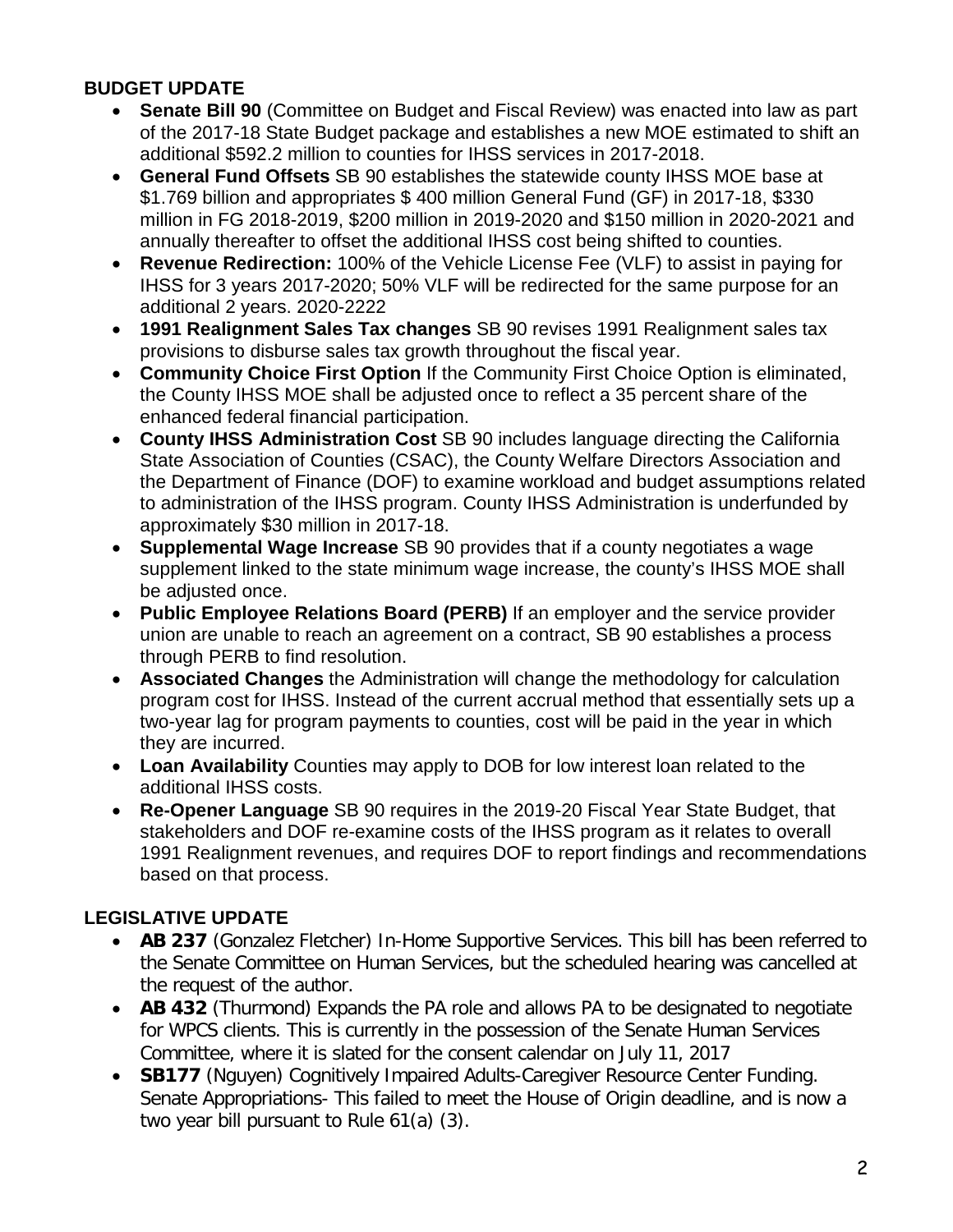## BUDGET UPDATE

- **Senate Bill 90** (Committee on Budget and Fiscal Review) was enacted into law as part of the 2017-18 State Budget package and establishes a new MOE estimated to shift an additional $592.2 million to counties for IHSS services in 2017-2018.
- **General Fund Offsets** SB 90 establishes the statewide county IHSS MOE base at $1.769 billion and appropriates $ 400 million General Fund (GF) in 2017-18, $330 million in FG 2018-2019, $200 million in 2019-2020 and $150 million in 2020-2021 and annually thereafter to offset the additional IHSS cost being shifted to counties.
- **Revenue Redirection:** 100% of the Vehicle License Fee (VLF) to assist in paying for IHSS for 3 years 2017-2020; 50% VLF will be redirected for the same purpose for an additional 2 years. 2020-2222
- **1991 Realignment Sales Tax changes** SB 90 revises 1991 Realignment sales tax provisions to disburse sales tax growth throughout the fiscal year.
- **Community Choice First Option** If the Community First Choice Option is eliminated, the County IHSS MOE shall be adjusted once to reflect a 35 percent share of the enhanced federal financial participation.
- **County IHSS Administration Cost** SB 90 includes language directing the California State Association of Counties (CSAC), the County Welfare Directors Association and the Department of Finance (DOF) to examine workload and budget assumptions related to administration of the IHSS program. County IHSS Administration is underfunded by approximately $30 million in 2017-18.
- **Supplemental Wage Increase** SB 90 provides that if a county negotiates a wage supplement linked to the state minimum wage increase, the county's IHSS MOE shall be adjusted once.
- **Public Employee Relations Board (PERB)** If an employer and the service provider union are unable to reach an agreement on a contract, SB 90 establishes a process through PERB to find resolution.
- **Associated Changes** the Administration will change the methodology for calculation program cost for IHSS. Instead of the current accrual method that essentially sets up a two-year lag for program payments to counties, cost will be paid in the year in which they are incurred.
- **Loan Availability** Counties may apply to DOB for low interest loan related to the additional IHSS costs.
- **Re-Opener Language** SB 90 requires in the 2019-20 Fiscal Year State Budget, that stakeholders and DOF re-examine costs of the IHSS program as it relates to overall 1991 Realignment revenues, and requires DOF to report findings and recommendations based on that process.

## LEGISLATIVE UPDATE

- **AB 237** (Gonzalez Fletcher) In-Home Supportive Services. This bill has been referred to the Senate Committee on Human Services, but the scheduled hearing was cancelled at the request of the author.
- **AB 432** (Thurmond) Expands the PA role and allows PA to be designated to negotiate for WPCS clients. This is currently in the possession of the Senate Human Services Committee, where it is slated for the consent calendar on July 11, 2017
- **SB177** (Nguyen) Cognitively Impaired Adults-Caregiver Resource Center Funding. Senate Appropriations- This failed to meet the House of Origin deadline, and is now a two year bill pursuant to Rule 61(a) (3).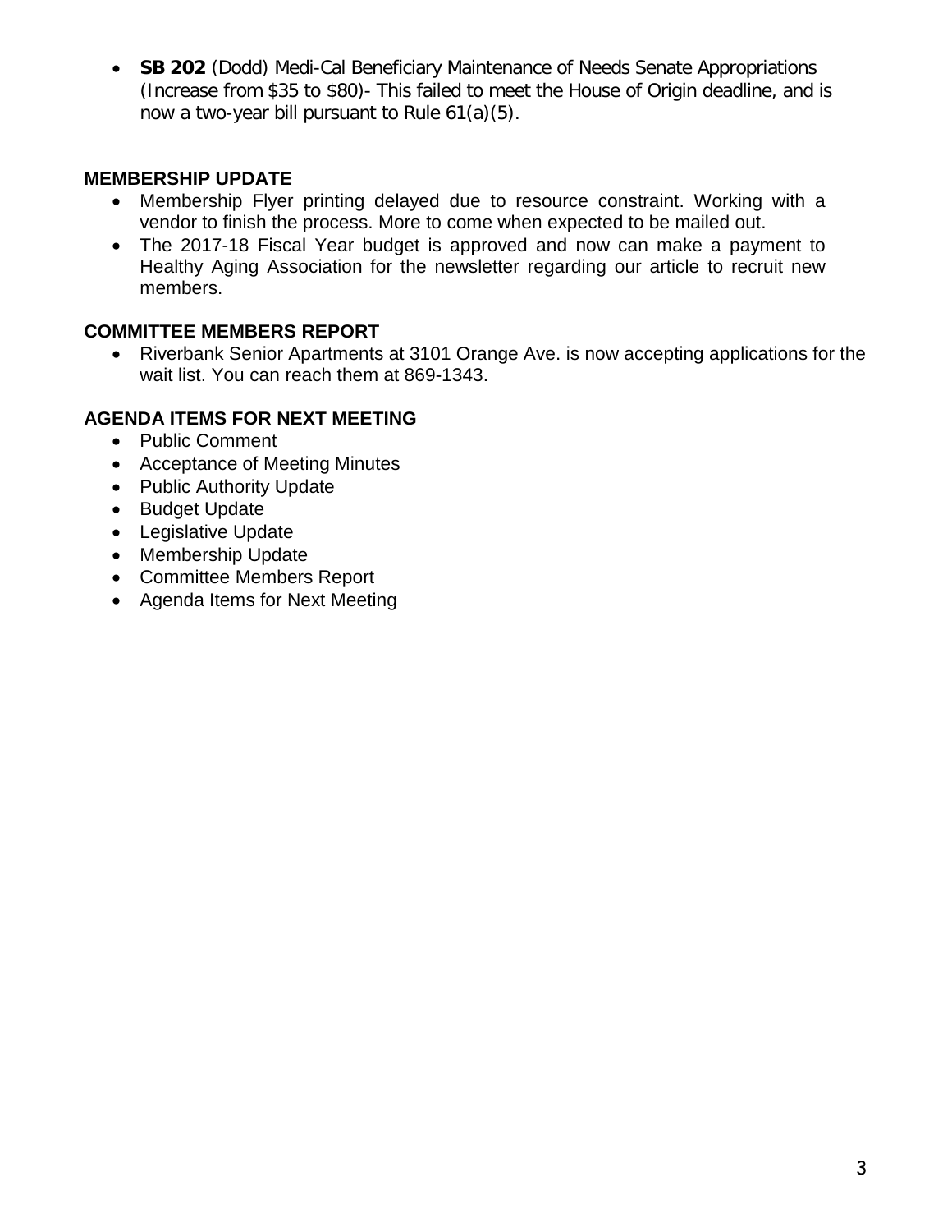- **SB 202** (Dodd) Medi-Cal Beneficiary Maintenance of Needs Senate Appropriations (Increase from $35 to $80)- This failed to meet the House of Origin deadline, and is now a two-year bill pursuant to Rule 61(a)(5).

## MEMBERSHIP UPDATE

- Membership Flyer printing delayed due to resource constraint. Working with a vendor to finish the process. More to come when expected to be mailed out.
- The 2017-18 Fiscal Year budget is approved and now can make a payment to Healthy Aging Association for the newsletter regarding our article to recruit new members.

## COMMITTEE MEMBERS REPORT

- Riverbank Senior Apartments at 3101 Orange Ave. is now accepting applications for the wait list. You can reach them at 869-1343.

## AGENDA ITEMS FOR NEXT MEETING

- Public Comment
- Acceptance of Meeting Minutes
- Public Authority Update
- Budget Update
- Legislative Update
- Membership Update
- Committee Members Report
- Agenda Items for Next Meeting